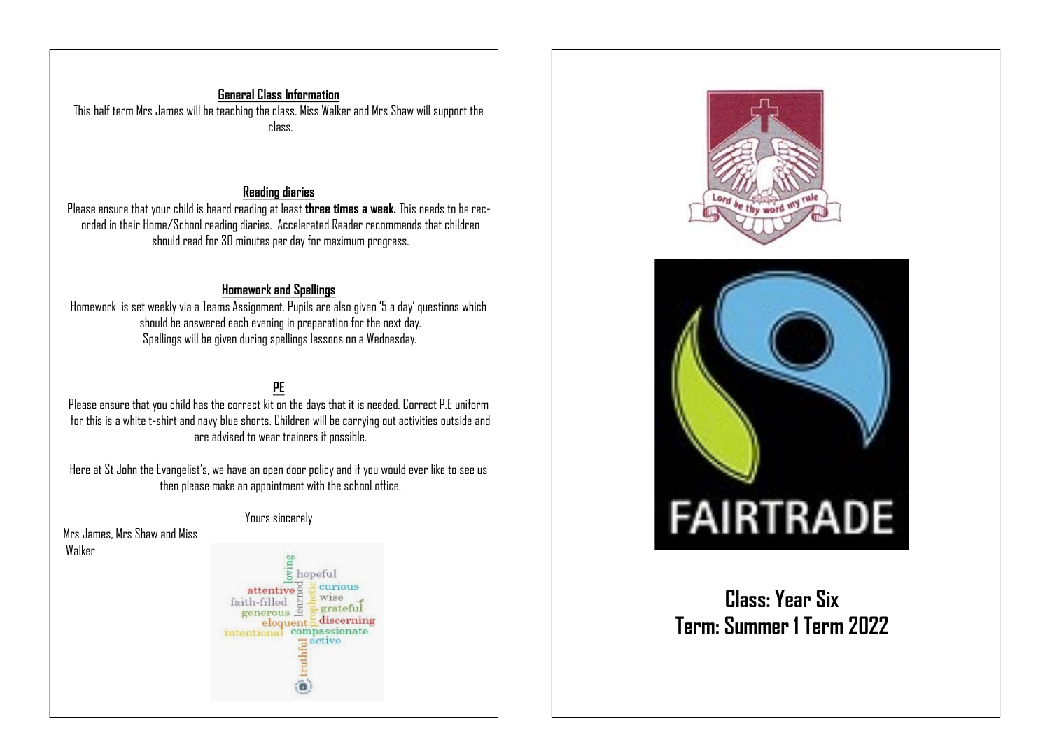**General Class Information**

This half term Mrs James will be teaching the class. Miss Walker and Mrs Shaw will support the class.

**Reading diaries**

Please ensure that your child is heard reading at least **three times a week.** This needs to be recorded in their Home/School reading diaries. Accelerated Reader recommends that children should read for 30 minutes per day for maximum progress.

**Homework and Spellings**

Homework is set weekly via a Teams Assignment. Pupils are also given '5 a day' questions which should be answered each evening in preparation for the next day.
Spellings will be given during spellings lessons on a Wednesday.

**PE**

Please ensure that you child has the correct kit on the days that it is needed. Correct P.E uniform for this is a white t-shirt and navy blue shorts. Children will be carrying out activities outside and are advised to wear trainers if possible.

Here at St John the Evangelist's, we have an open door policy and if you would ever like to see us then please make an appointment with the school office.

Yours sincerely

Mrs James, Mrs Shaw and Miss Walker

Lord be thy word my rule

FAIRTRADE

**Class: Year Six**
**Term: Summer 1 Term 2022**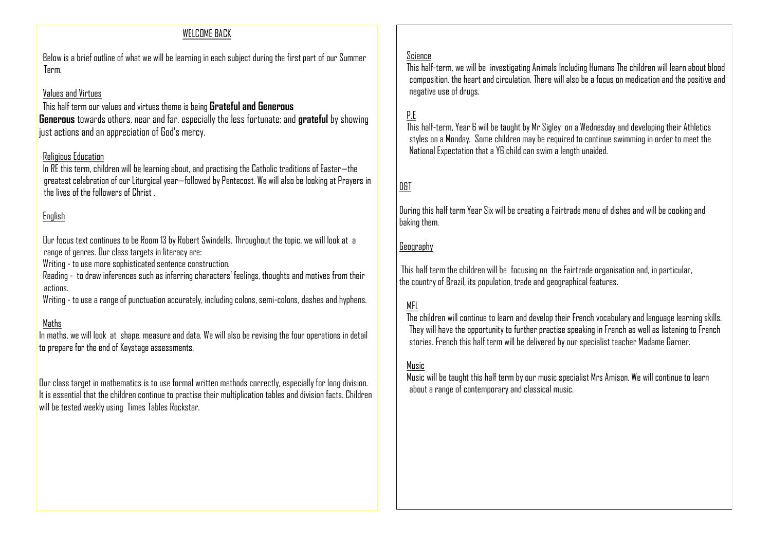## WELCOME BACK

Below is a brief outline of what we will be learning in each subject during the first part of our Summer Term.

### Values and Virtues

This half term our values and virtues theme is being **Grateful and Generous**

**Generous** towards others, near and far, especially the less fortunate; and **grateful** by showing just actions and an appreciation of God's mercy.

### Religious Education

In RE this term, children will be learning about, and practising the Catholic traditions of Easter—the greatest celebration of our Liturgical year—followed by Pentecost. We will also be looking at Prayers in the lives of the followers of Christ .

### English

Our focus text continues to be Room 13 by Robert Swindells. Throughout the topic, we will look at a range of genres. Our class targets in literacy are:

Writing - to use more sophisticated sentence construction.

Reading - to draw inferences such as inferring characters' feelings, thoughts and motives from their actions.

Writing - to use a range of punctuation accurately, including colons, semi-colons, dashes and hyphens.

### Maths

In maths, we will look at shape, measure and data. We will also be revising the four operations in detail to prepare for the end of Keystage assessments.

Our class target in mathematics is to use formal written methods correctly, especially for long division. It is essential that the children continue to practise their multiplication tables and division facts. Children will be tested weekly using Times Tables Rockstar.

### Science

This half-term, we will be investigating Animals Including Humans The children will learn about blood composition, the heart and circulation. There will also be a focus on medication and the positive and negative use of drugs.

### P.E

This half-term, Year 6 will be taught by Mr Sigley on a Wednesday and developing their Athletics styles on a Monday. Some children may be required to continue swimming in order to meet the National Expectation that a Y6 child can swim a length unaided.

### D&T

During this half term Year Six will be creating a Fairtrade menu of dishes and will be cooking and baking them.

### Geography

This half term the children will be focusing on the Fairtrade organisation and, in particular, the country of Brazil, its population, trade and geographical features.

### MFL

The children will continue to learn and develop their French vocabulary and language learning skills. They will have the opportunity to further practise speaking in French as well as listening to French stories. French this half term will be delivered by our specialist teacher Madame Garner.

### Music

Music will be taught this half term by our music specialist Mrs Amison. We will continue to learn about a range of contemporary and classical music.